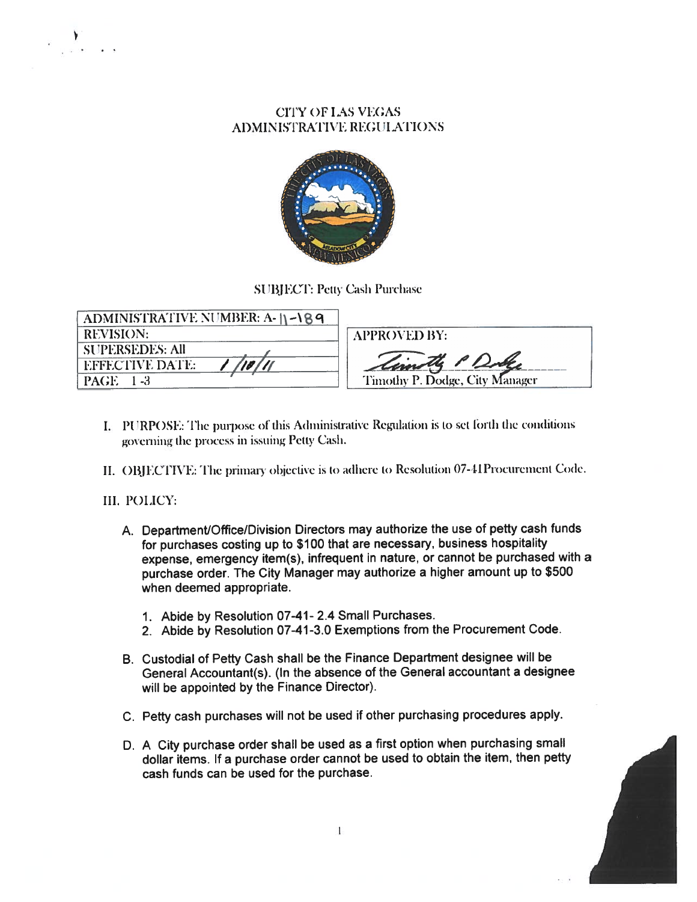# CITY OF LAS VEGAS
## ADMINISTRATIVE REGULATIONS

SUBJECT: Petty Cash Purchase

| ADMINISTRATIVE NUMBER: A-11-189 | |
|---|---|
| REVISION: | APPROVED BY: |
| SUPERSEDES: All | |
| EFFECTIVE DATE: 1/10/11 | Timothy P. Dodge |
| PAGE 1-3 | Timothy P. Dodge, City Manager |

I. PURPOSE: The purpose of this Administrative Regulation is to set forth the conditions governing the process in issuing Petty Cash.

II. OBJECTIVE: The primary objective is to adhere to Resolution 07-41Procurement Code.

III. POLICY:

A. Department/Office/Division Directors may authorize the use of petty cash funds for purchases costing up to $100 that are necessary, business hospitality expense, emergency item(s), infrequent in nature, or cannot be purchased with a purchase order. The City Manager may authorize a higher amount up to $500 when deemed appropriate.

1. Abide by Resolution 07-41- 2.4 Small Purchases.
2. Abide by Resolution 07-41-3.0 Exemptions from the Procurement Code.

B. Custodial of Petty Cash shall be the Finance Department designee will be General Accountant(s). (In the absence of the General accountant a designee will be appointed by the Finance Director).

C. Petty cash purchases will not be used if other purchasing procedures apply.

D. A City purchase order shall be used as a first option when purchasing small dollar items. If a purchase order cannot be used to obtain the item, then petty cash funds can be used for the purchase.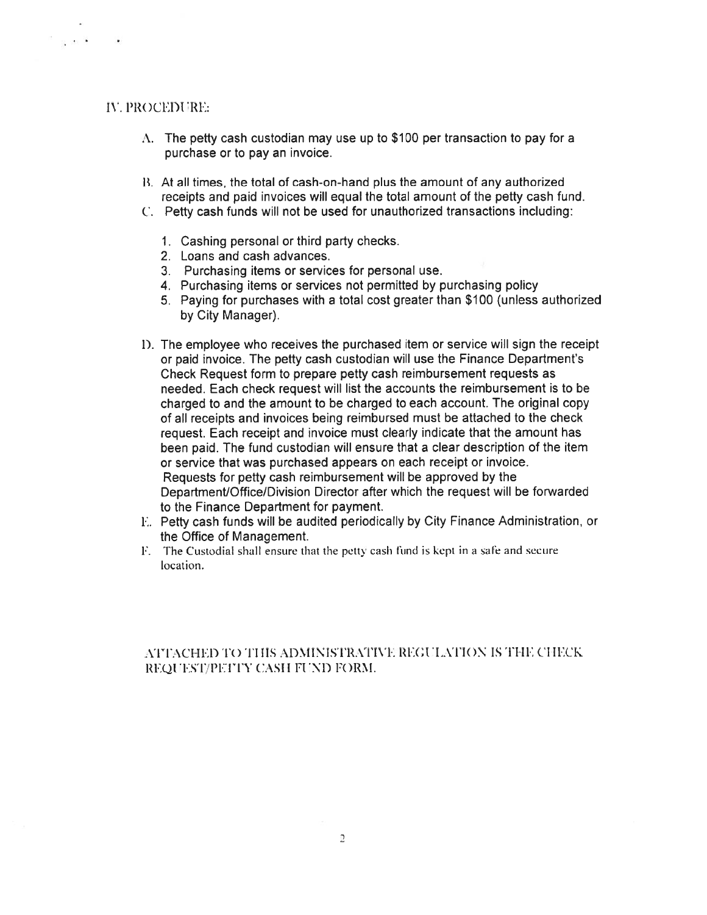## IV. PROCEDURE:

A. The petty cash custodian may use up to $100 per transaction to pay for a purchase or to pay an invoice.

B. At all times, the total of cash-on-hand plus the amount of any authorized receipts and paid invoices will equal the total amount of the petty cash fund.

C. Petty cash funds will not be used for unauthorized transactions including:

1. Cashing personal or third party checks.
2. Loans and cash advances.
3. Purchasing items or services for personal use.
4. Purchasing items or services not permitted by purchasing policy
5. Paying for purchases with a total cost greater than $100 (unless authorized by City Manager).

D. The employee who receives the purchased item or service will sign the receipt or paid invoice. The petty cash custodian will use the Finance Department's Check Request form to prepare petty cash reimbursement requests as needed. Each check request will list the accounts the reimbursement is to be charged to and the amount to be charged to each account. The original copy of all receipts and invoices being reimbursed must be attached to the check request. Each receipt and invoice must clearly indicate that the amount has been paid. The fund custodian will ensure that a clear description of the item or service that was purchased appears on each receipt or invoice. Requests for petty cash reimbursement will be approved by the Department/Office/Division Director after which the request will be forwarded to the Finance Department for payment.

E. Petty cash funds will be audited periodically by City Finance Administration, or the Office of Management.

F. The Custodial shall ensure that the petty cash fund is kept in a safe and secure location.

ATTACHED TO THIS ADMINISTRATIVE REGULATION IS THE CHECK REQUEST/PETTY CASH FUND FORM.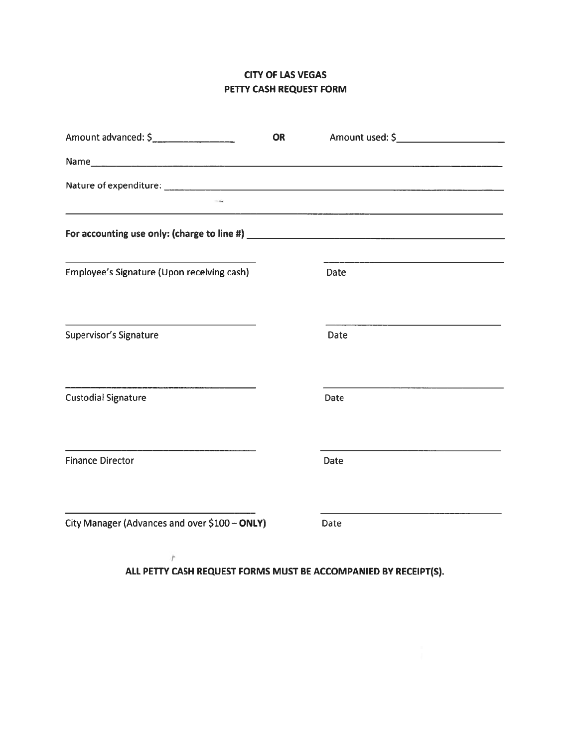# CITY OF LAS VEGAS
## PETTY CASH REQUEST FORM

Amount advanced: $________________ **OR** Amount used: $____________________

Name_____________________________________________________________________________

Nature of expenditure: ____________________________________________________________

_________________________________________________________________________________

**For accounting use only: (charge to line #)** ____________________________________

_________________________________ _________________________________

Employee's Signature (Upon receiving cash) Date

_________________________________ _________________________________

Supervisor's Signature Date

_________________________________ _________________________________

Custodial Signature Date

_________________________________ _________________________________

Finance Director Date

_________________________________ _________________________________

City Manager (Advances and over $100 – **ONLY**) Date

**ALL PETTY CASH REQUEST FORMS MUST BE ACCOMPANIED BY RECEIPT(S).**